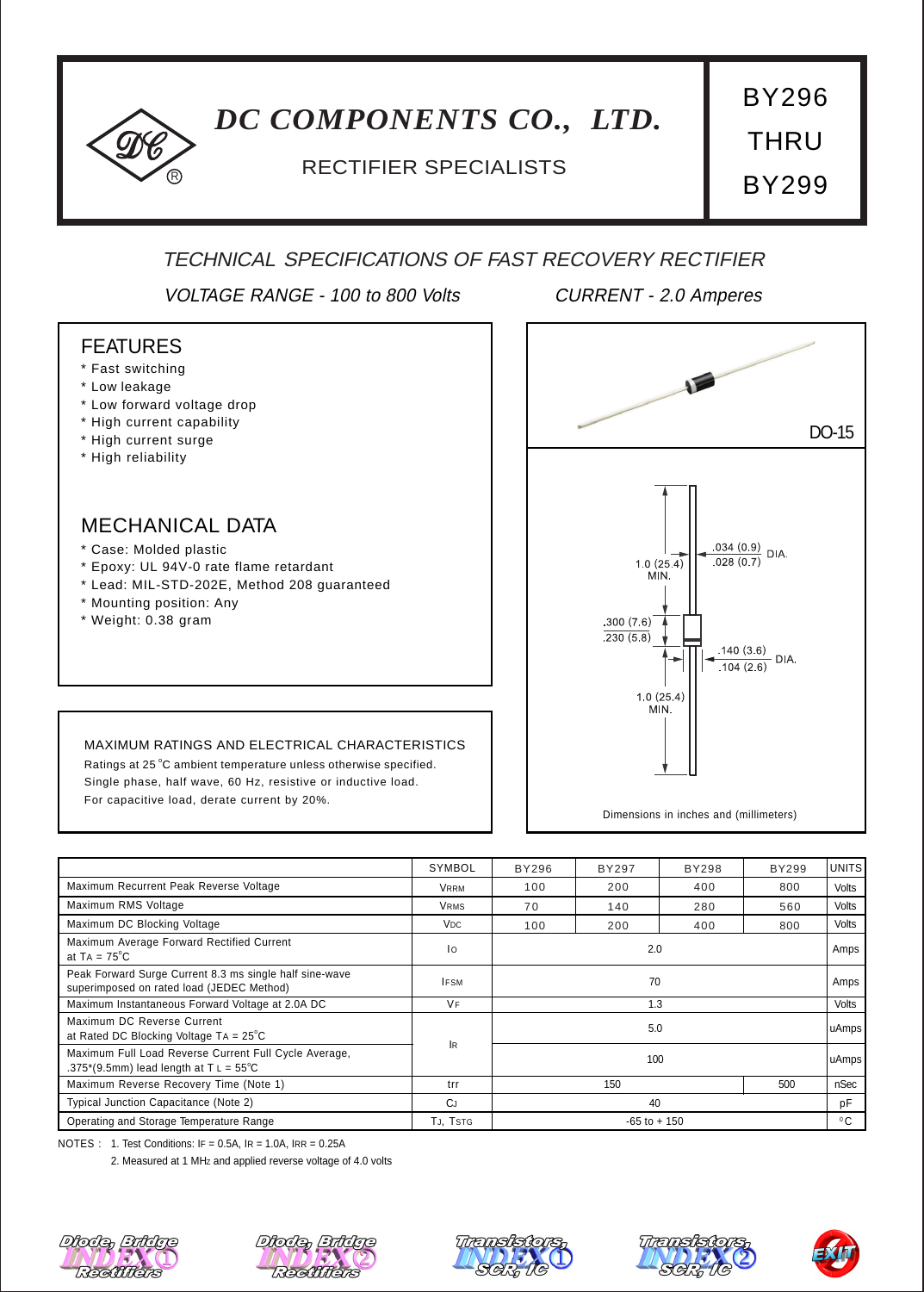# DC COMPONENTS CO., LTD.

RECTIFIER SPECIALISTS

**BY296 THRU BY299**

## TECHNICAL SPECIFICATIONS OF FAST RECOVERY RECTIFIER

*VOLTAGE RANGE - 100 to 800 Volts* *CURRENT - 2.0 Amperes*

### FEATURES

* Fast switching
* Low leakage
* Low forward voltage drop
* High current capability
* High current surge
* High reliability

### MECHANICAL DATA

* Case: Molded plastic
* Epoxy: UL 94V-0 rate flame retardant
* Lead: MIL-STD-202E, Method 208 guaranteed
* Mounting position: Any
* Weight: 0.38 gram

DO-15

1.0 (25.4) MIN.

.034 (0.9) / .028 (0.7) DIA.

.300 (7.6) / .230 (5.8)

.140 (3.6) / .104 (2.6) DIA.

1.0 (25.4) MIN.

Dimensions in inches and (millimeters)

### MAXIMUM RATINGS AND ELECTRICAL CHARACTERISTICS

Ratings at 25 °C ambient temperature unless otherwise specified.
Single phase, half wave, 60 Hz, resistive or inductive load.
For capacitive load, derate current by 20%.

| | SYMBOL | BY296 | BY297 | BY298 | BY299 | UNITS |
|---|---|---|---|---|---|---|
| Maximum Recurrent Peak Reverse Voltage | $V_{RRM}$ | 100 | 200 | 400 | 800 | Volts |
| Maximum RMS Voltage | $V_{RMS}$ | 70 | 140 | 280 | 560 | Volts |
| Maximum DC Blocking Voltage | $V_{DC}$ | 100 | 200 | 400 | 800 | Volts |
| Maximum Average Forward Rectified Current at $T_A$ = 75°C | $I_O$ | 2.0 | | | | Amps |
| Peak Forward Surge Current 8.3 ms single half sine-wave superimposed on rated load (JEDEC Method) | $I_{FSM}$ | 70 | | | | Amps |
| Maximum Instantaneous Forward Voltage at 2.0A DC | $V_F$ | 1.3 | | | | Volts |
| Maximum DC Reverse Current at Rated DC Blocking Voltage $T_A$ = 25°C | $I_R$ | 5.0 | | | | uAmps |
| Maximum Full Load Reverse Current Full Cycle Average, .375*(9.5mm) lead length at $T_L$ = 55°C | $I_R$ | 100 | | | | uAmps |
| Maximum Reverse Recovery Time (Note 1) | trr | 150 | | | 500 | nSec |
| Typical Junction Capacitance (Note 2) | $C_J$ | 40 | | | | pF |
| Operating and Storage Temperature Range | $T_J$, $T_{STG}$ | -65 to + 150 | | | | °C |

NOTES : 1. Test Conditions: $I_F$ = 0.5A, $I_R$ = 1.0A, $I_{RR}$ = 0.25A

2. Measured at 1 MHz and applied reverse voltage of 4.0 volts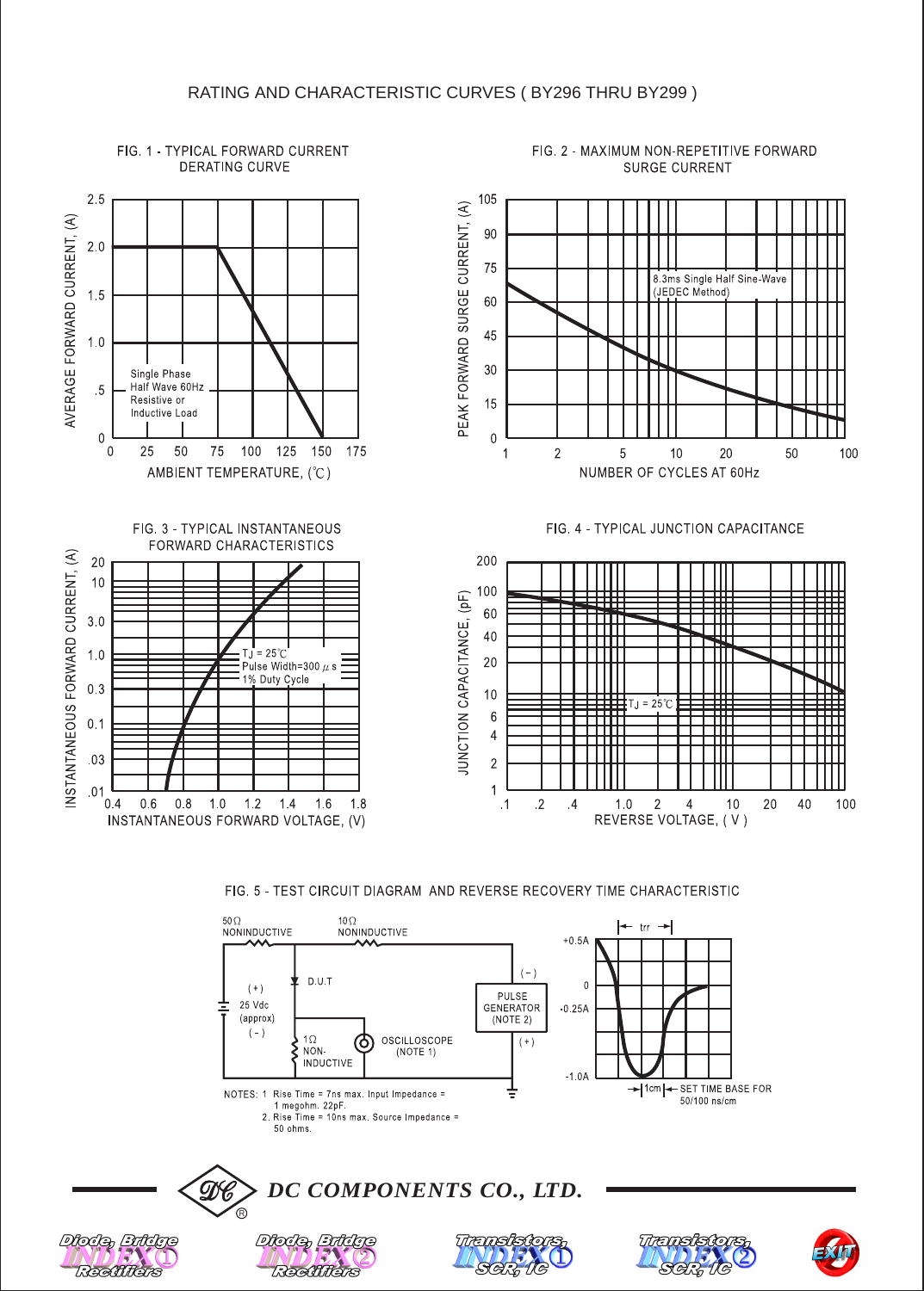# RATING AND CHARACTERISTIC CURVES ( BY296 THRU BY299 )

## FIG. 1 - TYPICAL FORWARD CURRENT DERATING CURVE

AVERAGE FORWARD CURRENT, (A)

2.5
2.0
1.5
1.0
.5
0

0 25 50 75 100 125 150 175

AMBIENT TEMPERATURE, (℃)

Single Phase
Half Wave 60Hz
Resistive or
Inductive Load

## FIG. 2 - MAXIMUM NON-REPETITIVE FORWARD SURGE CURRENT

PEAK FORWARD SURGE CURRENT, (A)

105
90
75
60
45
30
15
0

1 2 5 10 20 50 100

NUMBER OF CYCLES AT 60Hz

8.3ms Single Half Sine-Wave
(JEDEC Method)

## FIG. 3 - TYPICAL INSTANTANEOUS FORWARD CHARACTERISTICS

INSTANTANEOUS FORWARD CURRENT, (A)

20
10
3.0
1.0
0.3
0.1
.03
.01

0.4 0.6 0.8 1.0 1.2 1.4 1.6 1.8

INSTANTANEOUS FORWARD VOLTAGE, (V)

$T_J$ = 25℃
Pulse Width=300 $\mu$ s
1% Duty Cycle

## FIG. 4 - TYPICAL JUNCTION CAPACITANCE

JUNCTION CAPACITANCE, (pF)

200
100
60
40
20
10
6
4
2
1

.1 .2 .4 1.0 2 4 10 20 40 100

REVERSE VOLTAGE, ( V )

$T_J$ = 25℃

## FIG. 5 - TEST CIRCUIT DIAGRAM AND REVERSE RECOVERY TIME CHARACTERISTIC

50Ω
NONINDUCTIVE

10Ω
NONINDUCTIVE

D.U.T

( + )
25 Vdc
(approx)
( - )

1Ω
NON-
INDUCTIVE

OSCILLOSCOPE
(NOTE 1)

( - )
PULSE
GENERATOR
(NOTE 2)
( + )

trr

+0.5A
0
-0.25A
-1.0A

1cm — SET TIME BASE FOR 50/100 ns/cm

NOTES: 1. Rise Time = 7ns max. Input Impedance = 1 megohm. 22pF.
2. Rise Time = 10ns max. Source Impedance = 50 ohms.

**DC COMPONENTS CO., LTD.**